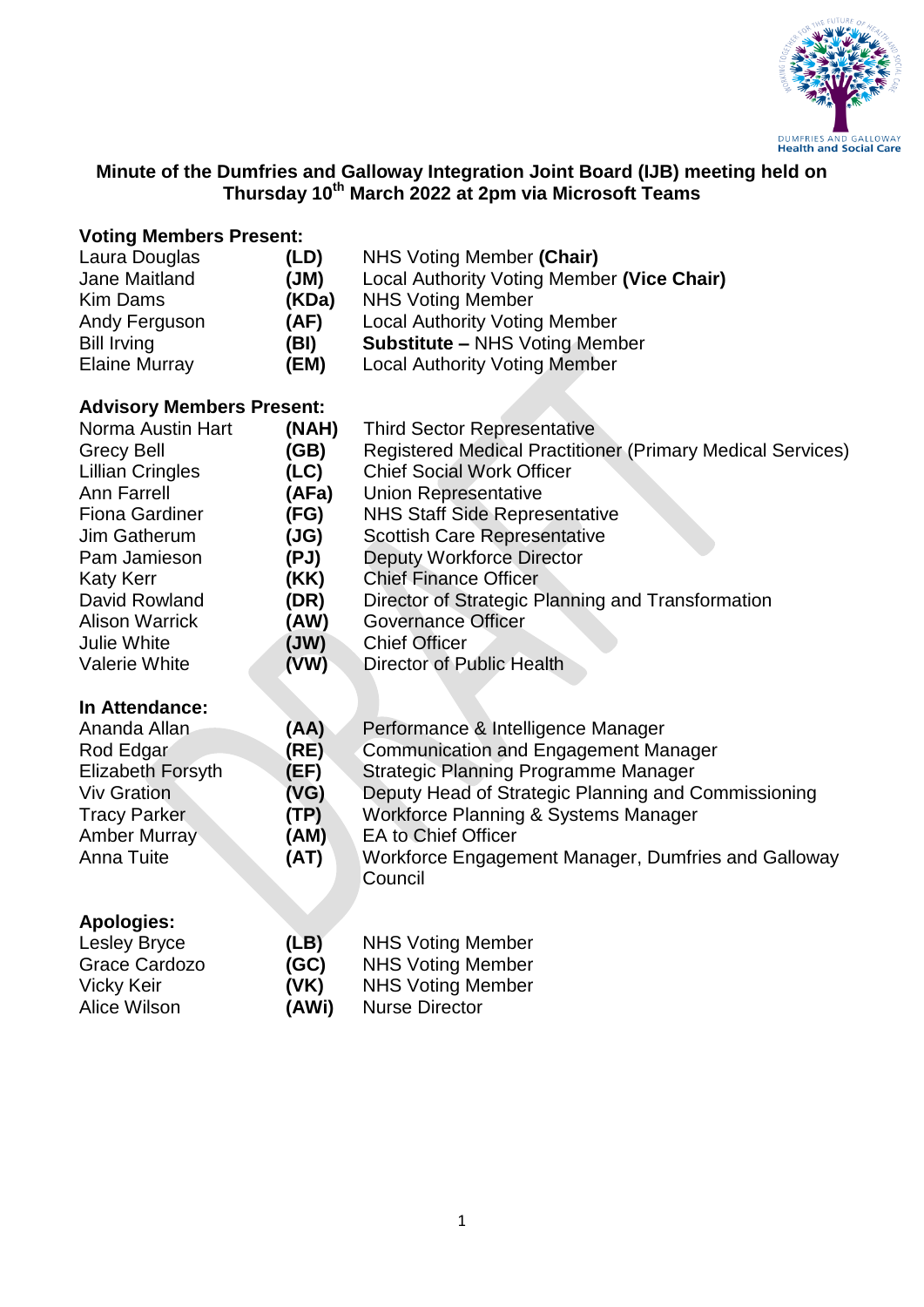**Minute of the Dumfries and Galloway Integration Joint Board (IJB) meeting held on Thursday 10th March 2022 at 2pm via Microsoft Teams**

**Voting Members Present:**

| | | |
|---|---|---|
| Laura Douglas | **(LD)** | NHS Voting Member **(Chair)** |
| Jane Maitland | **(JM)** | Local Authority Voting Member **(Vice Chair)** |
| Kim Dams | **(KDa)** | NHS Voting Member |
| Andy Ferguson | **(AF)** | Local Authority Voting Member |
| Bill Irving | **(BI)** | **Substitute –** NHS Voting Member |
| Elaine Murray | **(EM)** | Local Authority Voting Member |

**Advisory Members Present:**

| | | |
|---|---|---|
| Norma Austin Hart | **(NAH)** | Third Sector Representative |
| Grecy Bell | **(GB)** | Registered Medical Practitioner (Primary Medical Services) |
| Lillian Cringles | **(LC)** | Chief Social Work Officer |
| Ann Farrell | **(AFa)** | Union Representative |
| Fiona Gardiner | **(FG)** | NHS Staff Side Representative |
| Jim Gatherum | **(JG)** | Scottish Care Representative |
| Pam Jamieson | **(PJ)** | Deputy Workforce Director |
| Katy Kerr | **(KK)** | Chief Finance Officer |
| David Rowland | **(DR)** | Director of Strategic Planning and Transformation |
| Alison Warrick | **(AW)** | Governance Officer |
| Julie White | **(JW)** | Chief Officer |
| Valerie White | **(VW)** | Director of Public Health |

**In Attendance:**

| | | |
|---|---|---|
| Ananda Allan | **(AA)** | Performance & Intelligence Manager |
| Rod Edgar | **(RE)** | Communication and Engagement Manager |
| Elizabeth Forsyth | **(EF)** | Strategic Planning Programme Manager |
| Viv Gration | **(VG)** | Deputy Head of Strategic Planning and Commissioning |
| Tracy Parker | **(TP)** | Workforce Planning & Systems Manager |
| Amber Murray | **(AM)** | EA to Chief Officer |
| Anna Tuite | **(AT)** | Workforce Engagement Manager, Dumfries and Galloway Council |

**Apologies:**

| | | |
|---|---|---|
| Lesley Bryce | **(LB)** | NHS Voting Member |
| Grace Cardozo | **(GC)** | NHS Voting Member |
| Vicky Keir | **(VK)** | NHS Voting Member |
| Alice Wilson | **(AWi)** | Nurse Director |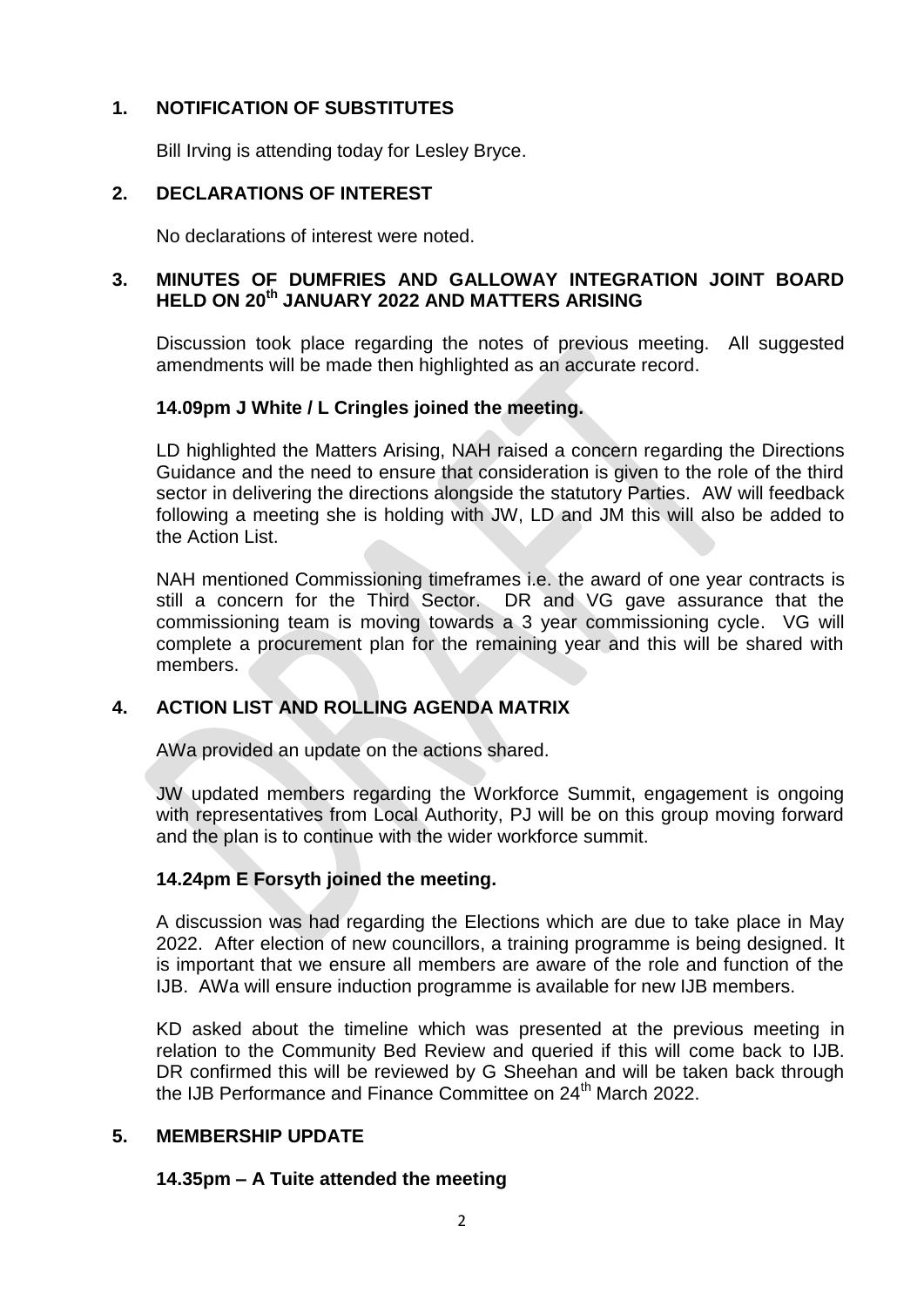## 1. NOTIFICATION OF SUBSTITUTES

Bill Irving is attending today for Lesley Bryce.

## 2. DECLARATIONS OF INTEREST

No declarations of interest were noted.

## 3. MINUTES OF DUMFRIES AND GALLOWAY INTEGRATION JOINT BOARD HELD ON 20th JANUARY 2022 AND MATTERS ARISING

Discussion took place regarding the notes of previous meeting. All suggested amendments will be made then highlighted as an accurate record.

**14.09pm J White / L Cringles joined the meeting.**

LD highlighted the Matters Arising, NAH raised a concern regarding the Directions Guidance and the need to ensure that consideration is given to the role of the third sector in delivering the directions alongside the statutory Parties. AW will feedback following a meeting she is holding with JW, LD and JM this will also be added to the Action List.

NAH mentioned Commissioning timeframes i.e. the award of one year contracts is still a concern for the Third Sector. DR and VG gave assurance that the commissioning team is moving towards a 3 year commissioning cycle. VG will complete a procurement plan for the remaining year and this will be shared with members.

## 4. ACTION LIST AND ROLLING AGENDA MATRIX

AWa provided an update on the actions shared.

JW updated members regarding the Workforce Summit, engagement is ongoing with representatives from Local Authority, PJ will be on this group moving forward and the plan is to continue with the wider workforce summit.

**14.24pm E Forsyth joined the meeting.**

A discussion was had regarding the Elections which are due to take place in May 2022. After election of new councillors, a training programme is being designed. It is important that we ensure all members are aware of the role and function of the IJB. AWa will ensure induction programme is available for new IJB members.

KD asked about the timeline which was presented at the previous meeting in relation to the Community Bed Review and queried if this will come back to IJB. DR confirmed this will be reviewed by G Sheehan and will be taken back through the IJB Performance and Finance Committee on 24th March 2022.

## 5. MEMBERSHIP UPDATE

**14.35pm – A Tuite attended the meeting**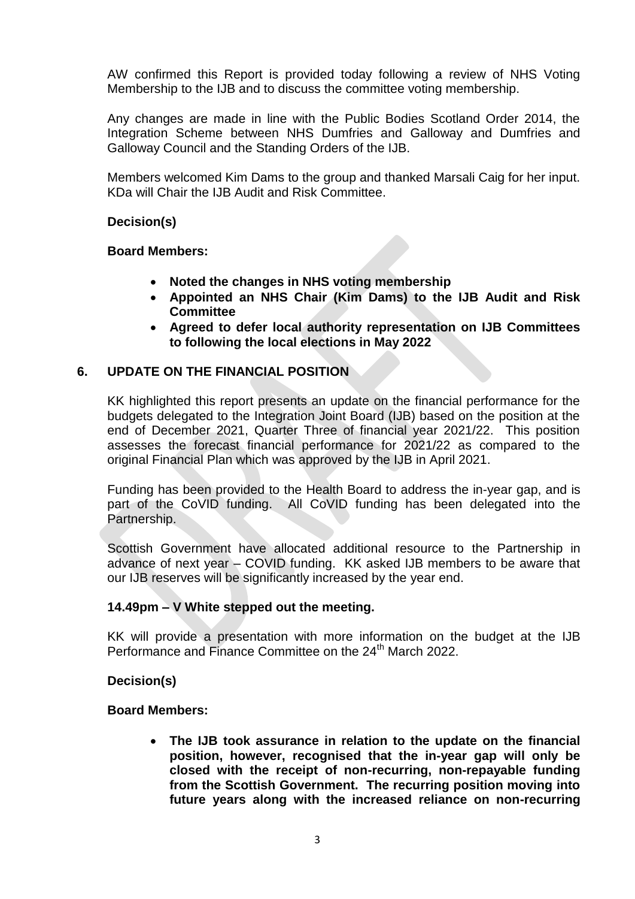AW confirmed this Report is provided today following a review of NHS Voting Membership to the IJB and to discuss the committee voting membership.

Any changes are made in line with the Public Bodies Scotland Order 2014, the Integration Scheme between NHS Dumfries and Galloway and Dumfries and Galloway Council and the Standing Orders of the IJB.

Members welcomed Kim Dams to the group and thanked Marsali Caig for her input. KDa will Chair the IJB Audit and Risk Committee.

**Decision(s)**

**Board Members:**

- **Noted the changes in NHS voting membership**
- **Appointed an NHS Chair (Kim Dams) to the IJB Audit and Risk Committee**
- **Agreed to defer local authority representation on IJB Committees to following the local elections in May 2022**

## 6. UPDATE ON THE FINANCIAL POSITION

KK highlighted this report presents an update on the financial performance for the budgets delegated to the Integration Joint Board (IJB) based on the position at the end of December 2021, Quarter Three of financial year 2021/22. This position assesses the forecast financial performance for 2021/22 as compared to the original Financial Plan which was approved by the IJB in April 2021.

Funding has been provided to the Health Board to address the in-year gap, and is part of the CoVID funding. All CoVID funding has been delegated into the Partnership.

Scottish Government have allocated additional resource to the Partnership in advance of next year – COVID funding. KK asked IJB members to be aware that our IJB reserves will be significantly increased by the year end.

**14.49pm – V White stepped out the meeting.**

KK will provide a presentation with more information on the budget at the IJB Performance and Finance Committee on the 24th March 2022.

**Decision(s)**

**Board Members:**

- **The IJB took assurance in relation to the update on the financial position, however, recognised that the in-year gap will only be closed with the receipt of non-recurring, non-repayable funding from the Scottish Government. The recurring position moving into future years along with the increased reliance on non-recurring**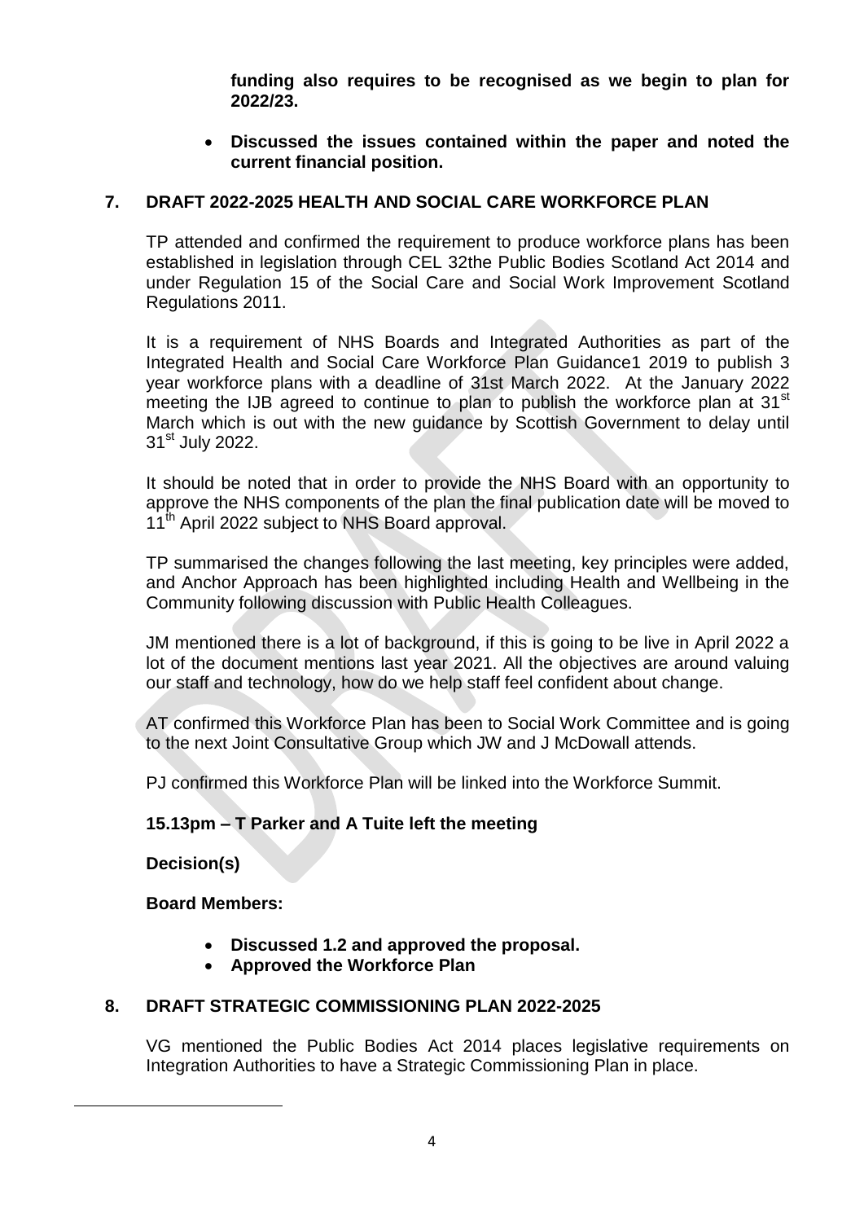**funding also requires to be recognised as we begin to plan for 2022/23.**

- **Discussed the issues contained within the paper and noted the current financial position.**

## 7. DRAFT 2022-2025 HEALTH AND SOCIAL CARE WORKFORCE PLAN

TP attended and confirmed the requirement to produce workforce plans has been established in legislation through CEL 32the Public Bodies Scotland Act 2014 and under Regulation 15 of the Social Care and Social Work Improvement Scotland Regulations 2011.

It is a requirement of NHS Boards and Integrated Authorities as part of the Integrated Health and Social Care Workforce Plan Guidance1 2019 to publish 3 year workforce plans with a deadline of 31st March 2022. At the January 2022 meeting the IJB agreed to continue to plan to publish the workforce plan at 31st March which is out with the new guidance by Scottish Government to delay until 31st July 2022.

It should be noted that in order to provide the NHS Board with an opportunity to approve the NHS components of the plan the final publication date will be moved to 11th April 2022 subject to NHS Board approval.

TP summarised the changes following the last meeting, key principles were added, and Anchor Approach has been highlighted including Health and Wellbeing in the Community following discussion with Public Health Colleagues.

JM mentioned there is a lot of background, if this is going to be live in April 2022 a lot of the document mentions last year 2021. All the objectives are around valuing our staff and technology, how do we help staff feel confident about change.

AT confirmed this Workforce Plan has been to Social Work Committee and is going to the next Joint Consultative Group which JW and J McDowall attends.

PJ confirmed this Workforce Plan will be linked into the Workforce Summit.

**15.13pm – T Parker and A Tuite left the meeting**

**Decision(s)**

**Board Members:**

- **Discussed 1.2 and approved the proposal.**
- **Approved the Workforce Plan**

## 8. DRAFT STRATEGIC COMMISSIONING PLAN 2022-2025

VG mentioned the Public Bodies Act 2014 places legislative requirements on Integration Authorities to have a Strategic Commissioning Plan in place.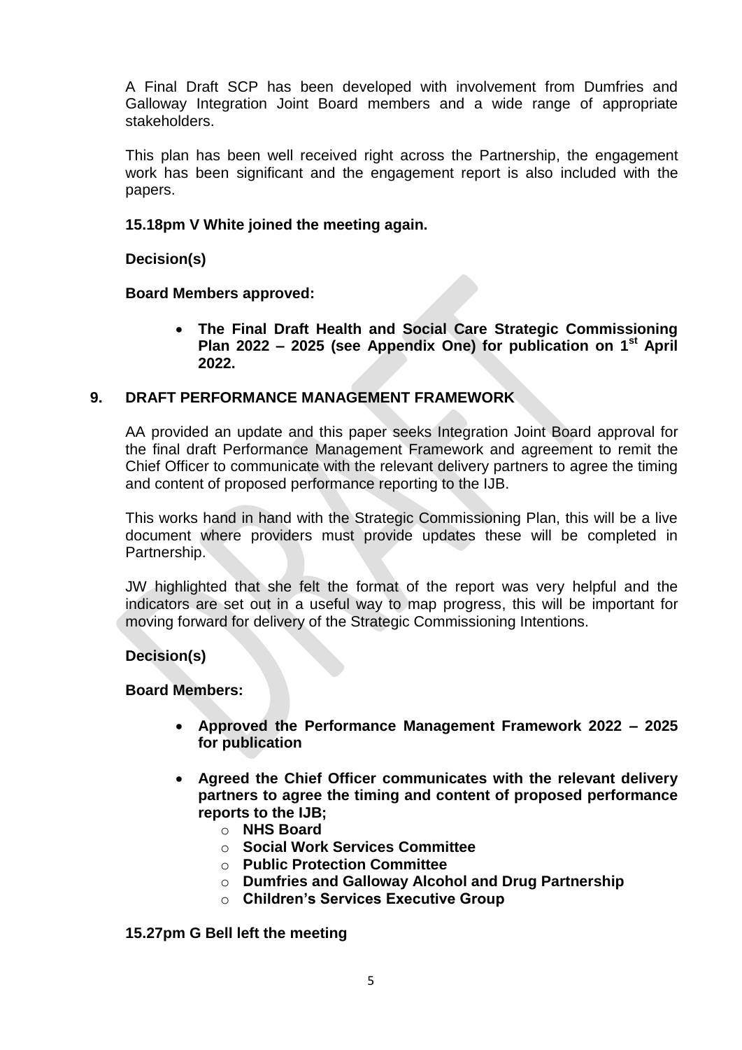A Final Draft SCP has been developed with involvement from Dumfries and Galloway Integration Joint Board members and a wide range of appropriate stakeholders.

This plan has been well received right across the Partnership, the engagement work has been significant and the engagement report is also included with the papers.

**15.18pm V White joined the meeting again.**

**Decision(s)**

**Board Members approved:**

- **The Final Draft Health and Social Care Strategic Commissioning Plan 2022 – 2025 (see Appendix One) for publication on 1st April 2022.**

## 9. DRAFT PERFORMANCE MANAGEMENT FRAMEWORK

AA provided an update and this paper seeks Integration Joint Board approval for the final draft Performance Management Framework and agreement to remit the Chief Officer to communicate with the relevant delivery partners to agree the timing and content of proposed performance reporting to the IJB.

This works hand in hand with the Strategic Commissioning Plan, this will be a live document where providers must provide updates these will be completed in Partnership.

JW highlighted that she felt the format of the report was very helpful and the indicators are set out in a useful way to map progress, this will be important for moving forward for delivery of the Strategic Commissioning Intentions.

**Decision(s)**

**Board Members:**

- **Approved the Performance Management Framework 2022 – 2025 for publication**
- **Agreed the Chief Officer communicates with the relevant delivery partners to agree the timing and content of proposed performance reports to the IJB;**
  - **NHS Board**
  - **Social Work Services Committee**
  - **Public Protection Committee**
  - **Dumfries and Galloway Alcohol and Drug Partnership**
  - **Children's Services Executive Group**

**15.27pm G Bell left the meeting**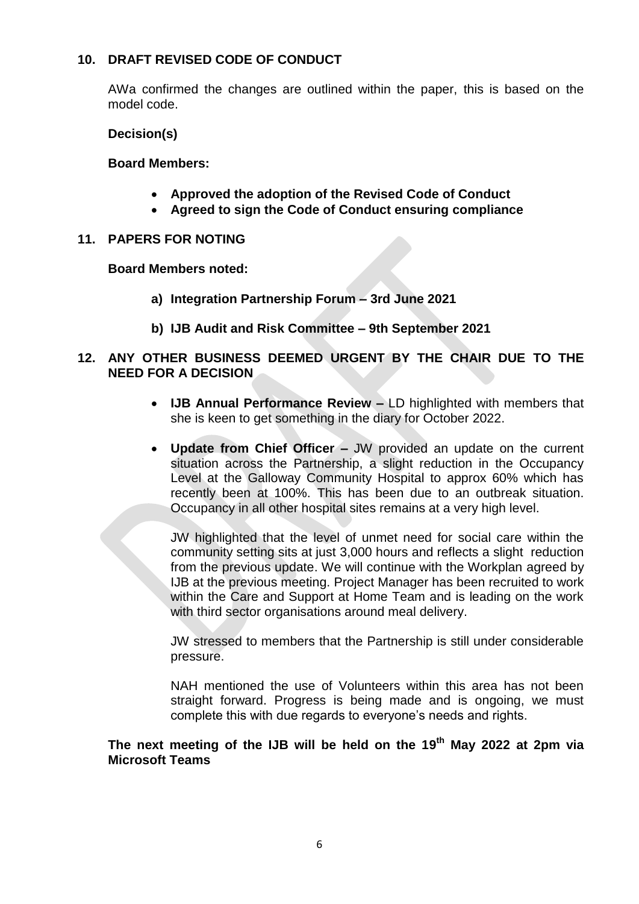## 10. DRAFT REVISED CODE OF CONDUCT

AWa confirmed the changes are outlined within the paper, this is based on the model code.

**Decision(s)**

**Board Members:**

- **Approved the adoption of the Revised Code of Conduct**
- **Agreed to sign the Code of Conduct ensuring compliance**

## 11. PAPERS FOR NOTING

**Board Members noted:**

**a) Integration Partnership Forum – 3rd June 2021**

**b) IJB Audit and Risk Committee – 9th September 2021**

## 12. ANY OTHER BUSINESS DEEMED URGENT BY THE CHAIR DUE TO THE NEED FOR A DECISION

- **IJB Annual Performance Review –** LD highlighted with members that she is keen to get something in the diary for October 2022.

- **Update from Chief Officer –** JW provided an update on the current situation across the Partnership, a slight reduction in the Occupancy Level at the Galloway Community Hospital to approx 60% which has recently been at 100%. This has been due to an outbreak situation. Occupancy in all other hospital sites remains at a very high level.

  JW highlighted that the level of unmet need for social care within the community setting sits at just 3,000 hours and reflects a slight reduction from the previous update. We will continue with the Workplan agreed by IJB at the previous meeting. Project Manager has been recruited to work within the Care and Support at Home Team and is leading on the work with third sector organisations around meal delivery.

  JW stressed to members that the Partnership is still under considerable pressure.

  NAH mentioned the use of Volunteers within this area has not been straight forward. Progress is being made and is ongoing, we must complete this with due regards to everyone's needs and rights.

**The next meeting of the IJB will be held on the 19th May 2022 at 2pm via Microsoft Teams**